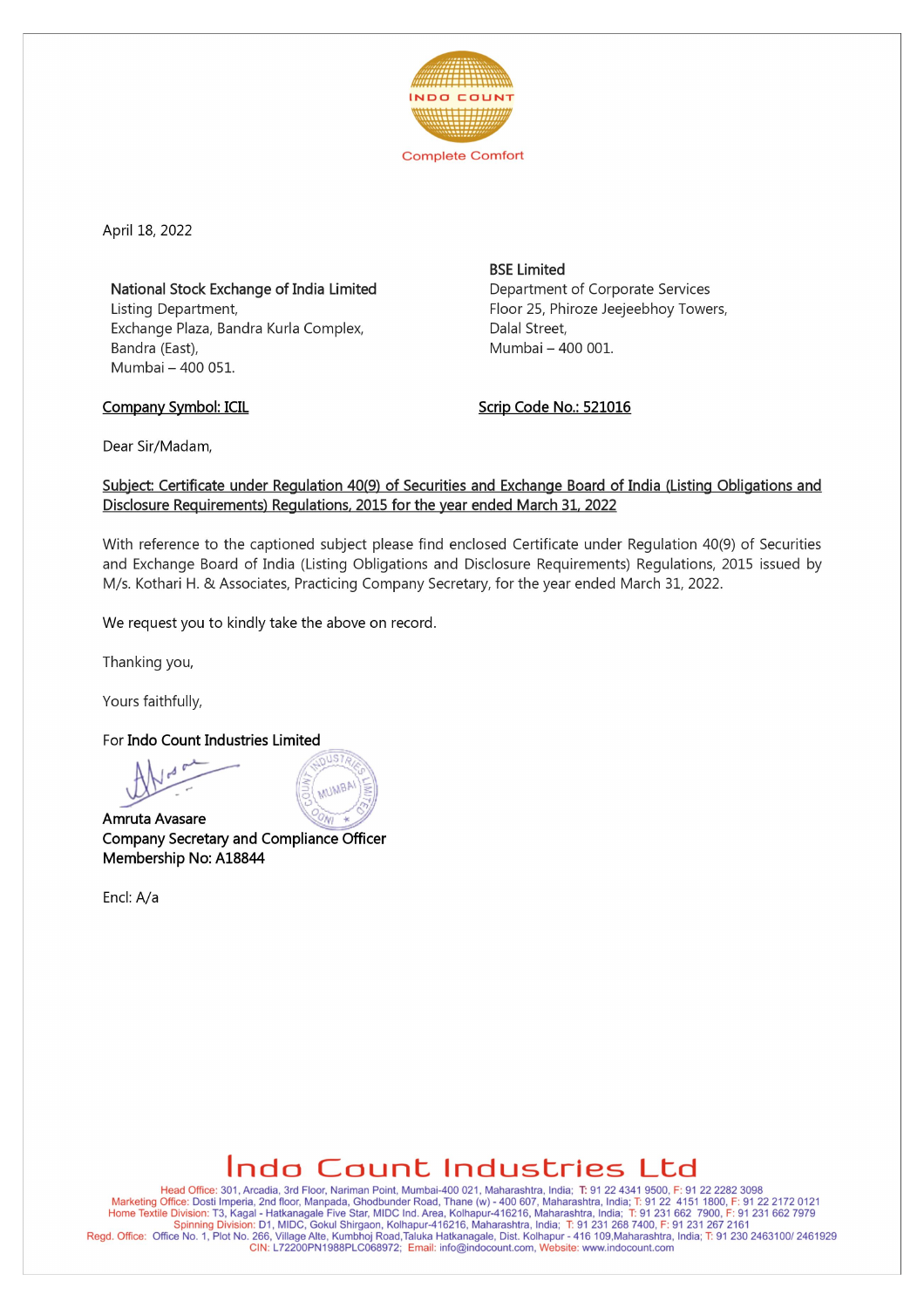April 18, 2022

**National Stock Exchange of India Limited**
Listing Department,
Exchange Plaza, Bandra Kurla Complex,
Bandra (East),
Mumbai – 400 051.

**BSE Limited**
Department of Corporate Services
Floor 25, Phiroze Jeejeebhoy Towers,
Dalal Street,
Mumbai – 400 001.

Company Symbol: ICIL

Scrip Code No.: 521016

Dear Sir/Madam,

Subject: Certificate under Regulation 40(9) of Securities and Exchange Board of India (Listing Obligations and Disclosure Requirements) Regulations, 2015 for the year ended March 31, 2022

With reference to the captioned subject please find enclosed Certificate under Regulation 40(9) of Securities and Exchange Board of India (Listing Obligations and Disclosure Requirements) Regulations, 2015 issued by M/s. Kothari H. & Associates, Practicing Company Secretary, for the year ended March 31, 2022.

We request you to kindly take the above on record.

Thanking you,

Yours faithfully,

For **Indo Count Industries Limited**

Amruta Avasare
**Company Secretary and Compliance Officer**
**Membership No: A18844**

Encl: A/a

Indo Count Industries Ltd

Head Office: 301, Arcadia, 3rd Floor, Nariman Point, Mumbai-400 021, Maharashtra, India; T: 91 22 4341 9500, F: 91 22 2282 3098
Marketing Office: Dosti Imperia, 2nd floor, Manpada, Ghodbunder Road, Thane (w) - 400 607, Maharashtra, India; T: 91 22 4151 1800, F: 91 22 2172 0121
Home Textile Division: T3, Kagal - Hatkanagale Five Star, MIDC Ind. Area, Kolhapur-416216, Maharashtra, India; T: 91 231 662 7900, F: 91 231 662 7979
Spinning Division: D1, MIDC, Gokul Shirgaon, Kolhapur-416216, Maharashtra, India; T: 91 231 268 7400, F: 91 231 267 2161
Regd. Office: Office No. 1, Plot No. 266, Village Alte, Kumbhoj Road,Taluka Hatkanagale, Dist. Kolhapur - 416 109,Maharashtra, India; T: 91 230 2463100/ 2461929
CIN: L72200PN1988PLC068972; Email: info@indocount.com, Website: www.indocount.com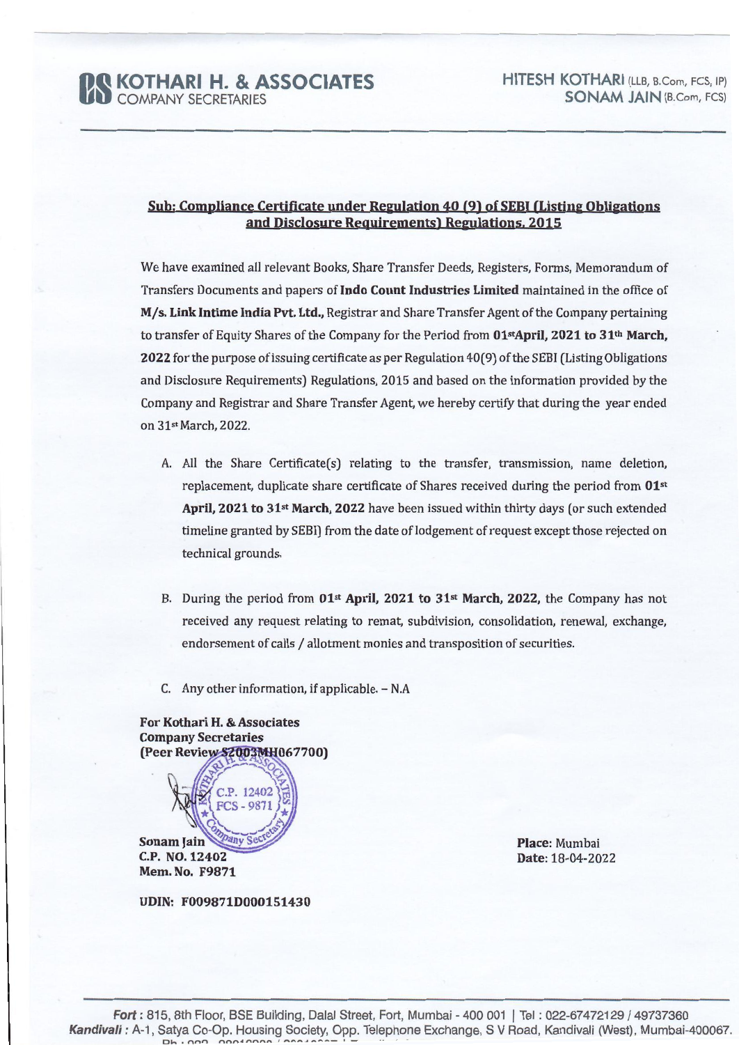**KOTHARI H. & ASSOCIATES**
COMPANY SECRETARIES

**HITESH KOTHARI** (LLB, B.Com, FCS, IP)
**SONAM JAIN** (B.Com, FCS)

**Sub: Compliance Certificate under Regulation 40 (9) of SEBI (Listing Obligations and Disclosure Requirements) Regulations, 2015**

We have examined all relevant Books, Share Transfer Deeds, Registers, Forms, Memorandum of Transfers Documents and papers of **Indo Count Industries Limited** maintained in the office of **M/s. Link Intime India Pvt. Ltd.,** Registrar and Share Transfer Agent of the Company pertaining to transfer of Equity Shares of the Company for the Period from **01st April, 2021 to 31th March, 2022** for the purpose of issuing certificate as per Regulation 40(9) of the SEBI (Listing Obligations and Disclosure Requirements) Regulations, 2015 and based on the information provided by the Company and Registrar and Share Transfer Agent, we hereby certify that during the year ended on 31st March, 2022.

A. All the Share Certificate(s) relating to the transfer, transmission, name deletion, replacement, duplicate share certificate of Shares received during the period from **01st April, 2021 to 31st March, 2022** have been issued within thirty days (or such extended timeline granted by SEBI) from the date of lodgement of request except those rejected on technical grounds.

B. During the period from **01st April, 2021 to 31st March, 2022,** the Company has not received any request relating to remat, subdivision, consolidation, renewal, exchange, endorsement of calls / allotment monies and transposition of securities.

C. Any other information, if applicable. – N.A

**For Kothari H. & Associates**
**Company Secretaries**
**(Peer Review S2003MH067700)**

**Sonam Jain**
**C.P. NO. 12402**
**Mem. No. F9871**

**Place:** Mumbai
**Date:** 18-04-2022

**UDIN: F009871D000151430**

***Fort*** : 815, 8th Floor, BSE Building, Dalal Street, Fort, Mumbai - 400 001 | Tel : 022-67472129 / 49737360
***Kandivali*** : A-1, Satya Co-Op. Housing Society, Opp. Telephone Exchange, S V Road, Kandivali (West), Mumbai-400067.